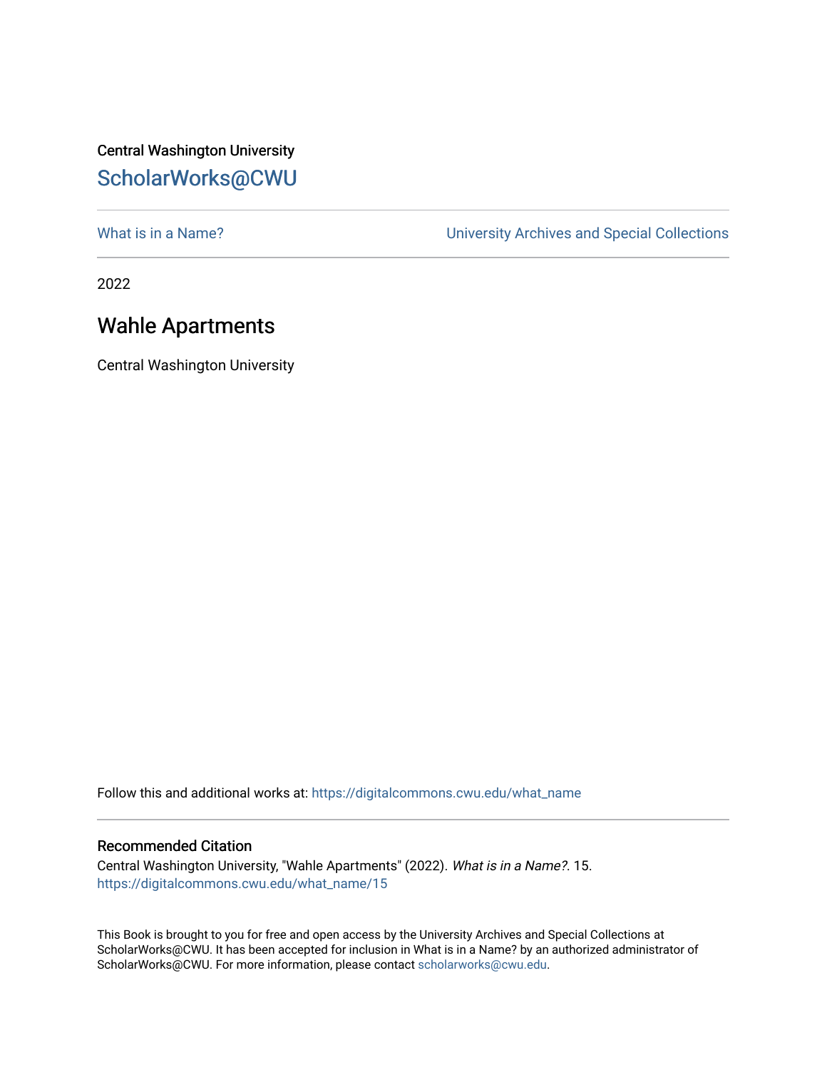Central Washington University

ScholarWorks@CWU

What is in a Name?

University Archives and Special Collections

2022

# Wahle Apartments

Central Washington University

Follow this and additional works at: https://digitalcommons.cwu.edu/what_name

## Recommended Citation

Central Washington University, "Wahle Apartments" (2022). *What is in a Name?*. 15.
https://digitalcommons.cwu.edu/what_name/15

This Book is brought to you for free and open access by the University Archives and Special Collections at ScholarWorks@CWU. It has been accepted for inclusion in What is in a Name? by an authorized administrator of ScholarWorks@CWU. For more information, please contact scholarworks@cwu.edu.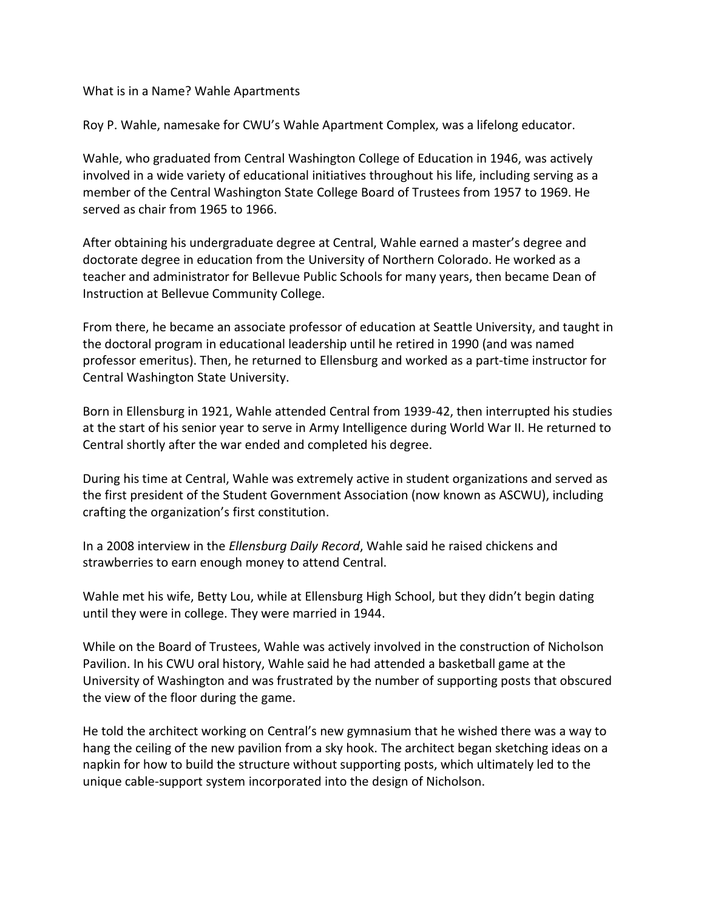What is in a Name? Wahle Apartments

Roy P. Wahle, namesake for CWU's Wahle Apartment Complex, was a lifelong educator.

Wahle, who graduated from Central Washington College of Education in 1946, was actively involved in a wide variety of educational initiatives throughout his life, including serving as a member of the Central Washington State College Board of Trustees from 1957 to 1969. He served as chair from 1965 to 1966.

After obtaining his undergraduate degree at Central, Wahle earned a master's degree and doctorate degree in education from the University of Northern Colorado. He worked as a teacher and administrator for Bellevue Public Schools for many years, then became Dean of Instruction at Bellevue Community College.

From there, he became an associate professor of education at Seattle University, and taught in the doctoral program in educational leadership until he retired in 1990 (and was named professor emeritus). Then, he returned to Ellensburg and worked as a part-time instructor for Central Washington State University.

Born in Ellensburg in 1921, Wahle attended Central from 1939-42, then interrupted his studies at the start of his senior year to serve in Army Intelligence during World War II. He returned to Central shortly after the war ended and completed his degree.

During his time at Central, Wahle was extremely active in student organizations and served as the first president of the Student Government Association (now known as ASCWU), including crafting the organization's first constitution.

In a 2008 interview in the *Ellensburg Daily Record*, Wahle said he raised chickens and strawberries to earn enough money to attend Central.

Wahle met his wife, Betty Lou, while at Ellensburg High School, but they didn't begin dating until they were in college. They were married in 1944.

While on the Board of Trustees, Wahle was actively involved in the construction of Nicholson Pavilion. In his CWU oral history, Wahle said he had attended a basketball game at the University of Washington and was frustrated by the number of supporting posts that obscured the view of the floor during the game.

He told the architect working on Central's new gymnasium that he wished there was a way to hang the ceiling of the new pavilion from a sky hook. The architect began sketching ideas on a napkin for how to build the structure without supporting posts, which ultimately led to the unique cable-support system incorporated into the design of Nicholson.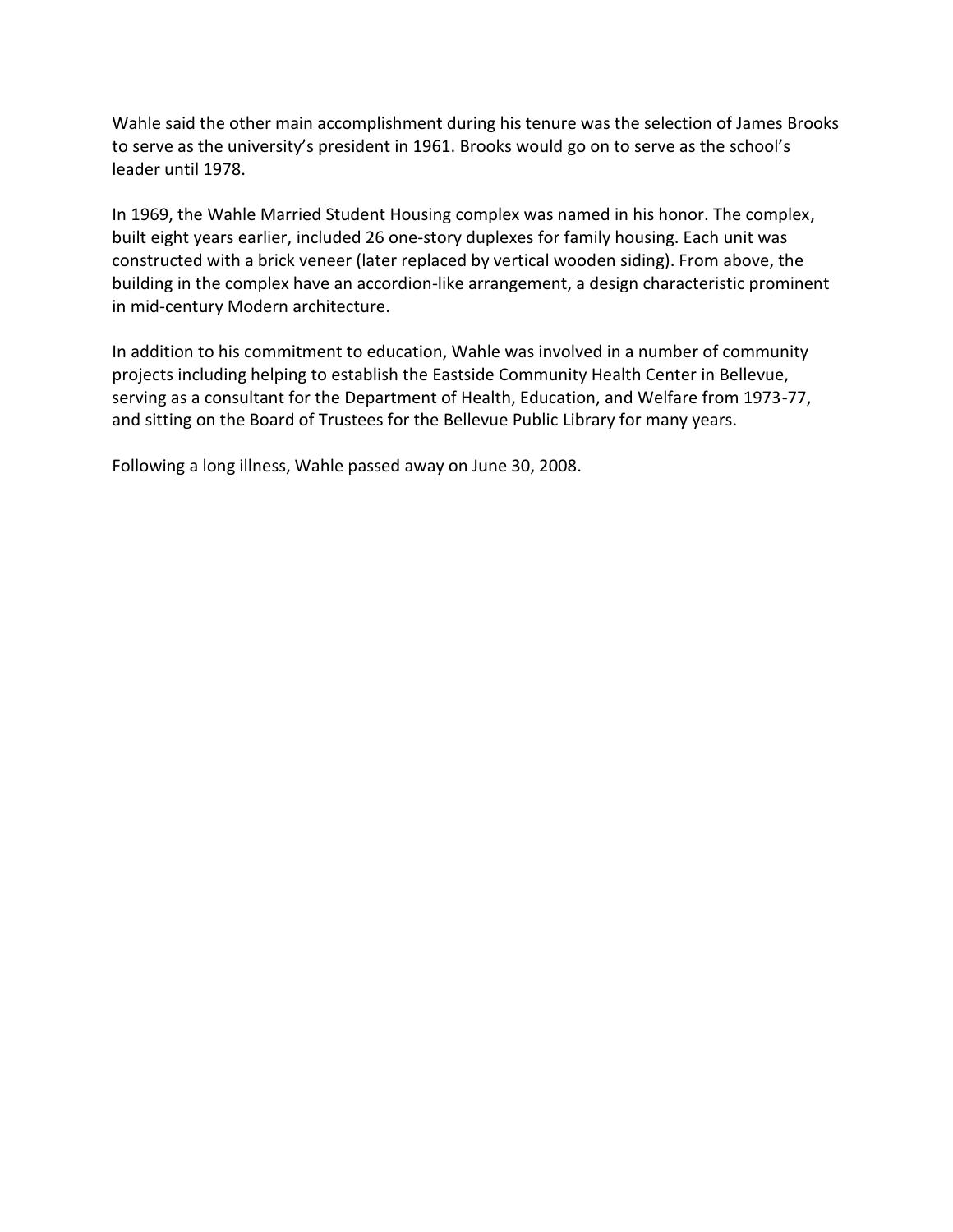Wahle said the other main accomplishment during his tenure was the selection of James Brooks to serve as the university's president in 1961. Brooks would go on to serve as the school's leader until 1978.

In 1969, the Wahle Married Student Housing complex was named in his honor. The complex, built eight years earlier, included 26 one-story duplexes for family housing. Each unit was constructed with a brick veneer (later replaced by vertical wooden siding). From above, the building in the complex have an accordion-like arrangement, a design characteristic prominent in mid-century Modern architecture.

In addition to his commitment to education, Wahle was involved in a number of community projects including helping to establish the Eastside Community Health Center in Bellevue, serving as a consultant for the Department of Health, Education, and Welfare from 1973-77, and sitting on the Board of Trustees for the Bellevue Public Library for many years.

Following a long illness, Wahle passed away on June 30, 2008.